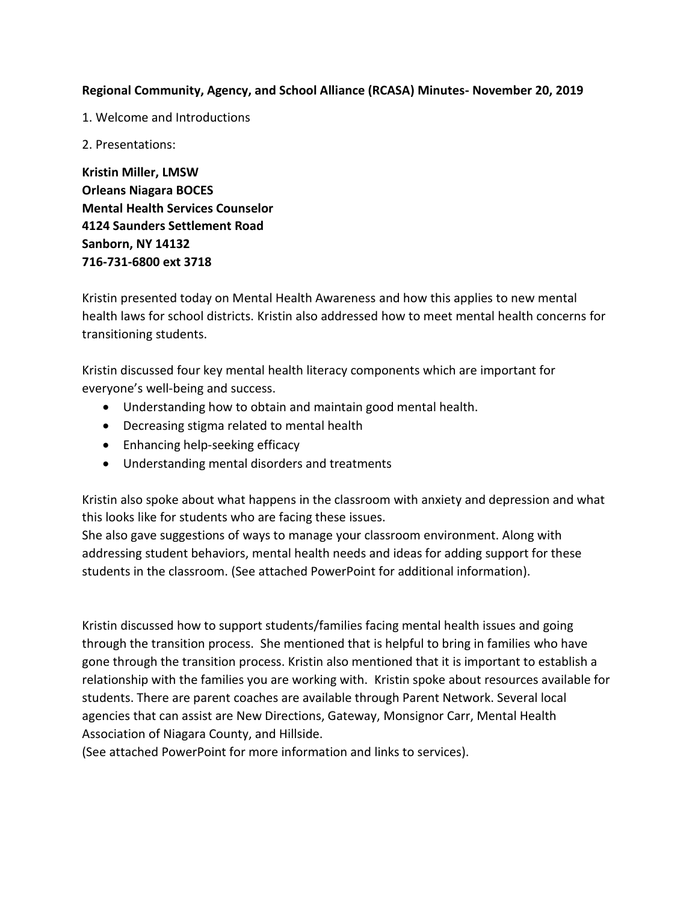**Regional Community, Agency, and School Alliance (RCASA) Minutes- November 20, 2019**

1. Welcome and Introductions

2. Presentations:

**Kristin Miller, LMSW**
**Orleans Niagara BOCES**
**Mental Health Services Counselor**
**4124 Saunders Settlement Road**
**Sanborn, NY 14132**
**716-731-6800 ext 3718**

Kristin presented today on Mental Health Awareness and how this applies to new mental health laws for school districts. Kristin also addressed how to meet mental health concerns for transitioning students.

Kristin discussed four key mental health literacy components which are important for everyone's well-being and success.

- Understanding how to obtain and maintain good mental health.
- Decreasing stigma related to mental health
- Enhancing help-seeking efficacy
- Understanding mental disorders and treatments

Kristin also spoke about what happens in the classroom with anxiety and depression and what this looks like for students who are facing these issues.
She also gave suggestions of ways to manage your classroom environment. Along with addressing student behaviors, mental health needs and ideas for adding support for these students in the classroom. (See attached PowerPoint for additional information).

Kristin discussed how to support students/families facing mental health issues and going through the transition process. She mentioned that is helpful to bring in families who have gone through the transition process. Kristin also mentioned that it is important to establish a relationship with the families you are working with. Kristin spoke about resources available for students. There are parent coaches are available through Parent Network. Several local agencies that can assist are New Directions, Gateway, Monsignor Carr, Mental Health Association of Niagara County, and Hillside.
(See attached PowerPoint for more information and links to services).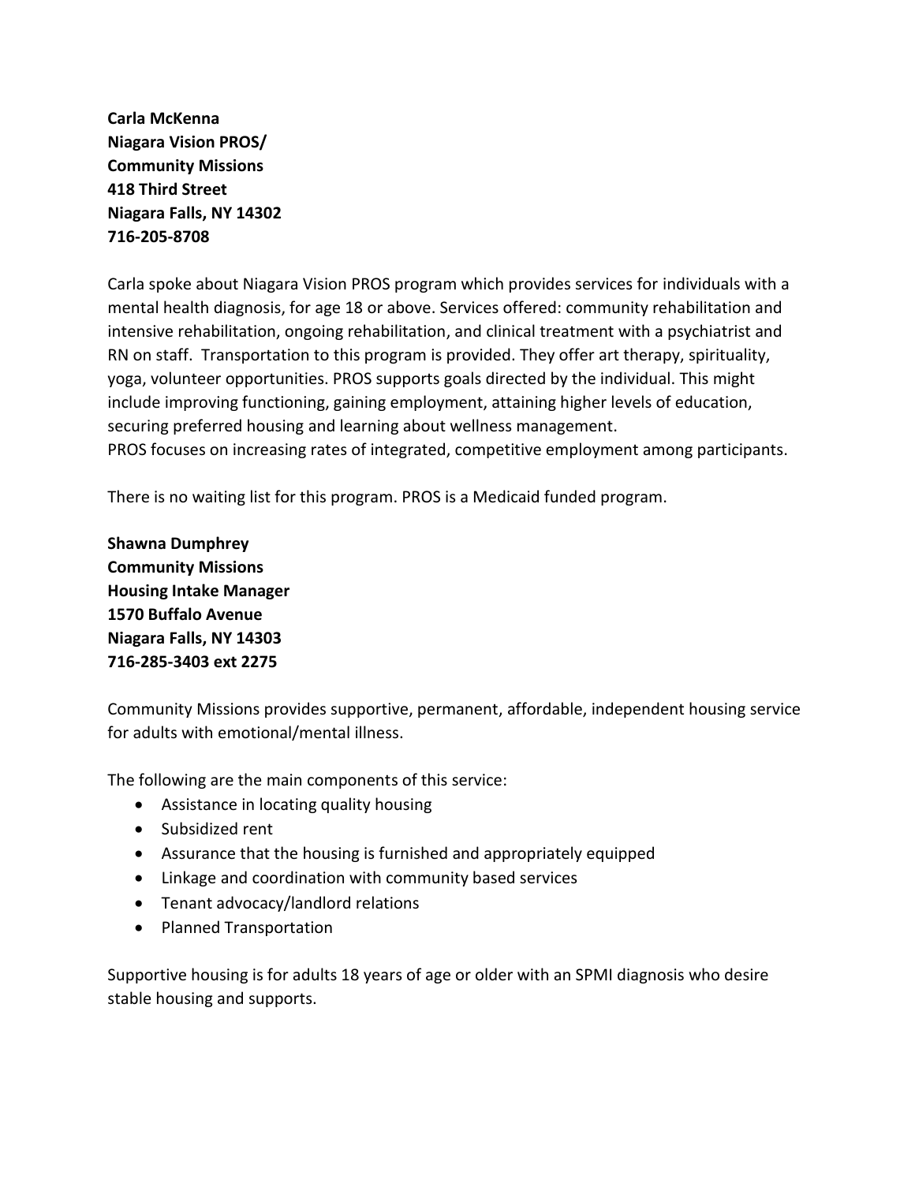**Carla McKenna**
**Niagara Vision PROS/**
**Community Missions**
**418 Third Street**
**Niagara Falls, NY 14302**
**716-205-8708**

Carla spoke about Niagara Vision PROS program which provides services for individuals with a mental health diagnosis, for age 18 or above. Services offered: community rehabilitation and intensive rehabilitation, ongoing rehabilitation, and clinical treatment with a psychiatrist and RN on staff. Transportation to this program is provided. They offer art therapy, spirituality, yoga, volunteer opportunities. PROS supports goals directed by the individual. This might include improving functioning, gaining employment, attaining higher levels of education, securing preferred housing and learning about wellness management.
PROS focuses on increasing rates of integrated, competitive employment among participants.

There is no waiting list for this program. PROS is a Medicaid funded program.

**Shawna Dumphrey**
**Community Missions**
**Housing Intake Manager**
**1570 Buffalo Avenue**
**Niagara Falls, NY 14303**
**716-285-3403 ext 2275**

Community Missions provides supportive, permanent, affordable, independent housing service for adults with emotional/mental illness.

The following are the main components of this service:

- Assistance in locating quality housing
- Subsidized rent
- Assurance that the housing is furnished and appropriately equipped
- Linkage and coordination with community based services
- Tenant advocacy/landlord relations
- Planned Transportation

Supportive housing is for adults 18 years of age or older with an SPMI diagnosis who desire stable housing and supports.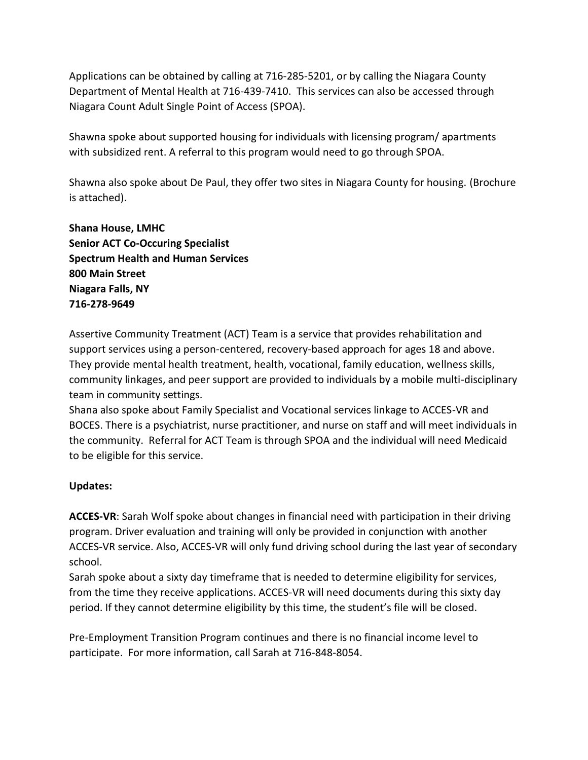Applications can be obtained by calling at 716-285-5201, or by calling the Niagara County Department of Mental Health at 716-439-7410. This services can also be accessed through Niagara Count Adult Single Point of Access (SPOA).

Shawna spoke about supported housing for individuals with licensing program/ apartments with subsidized rent. A referral to this program would need to go through SPOA.

Shawna also spoke about De Paul, they offer two sites in Niagara County for housing. (Brochure is attached).

**Shana House, LMHC**
**Senior ACT Co-Occuring Specialist**
**Spectrum Health and Human Services**
**800 Main Street**
**Niagara Falls, NY**
**716-278-9649**

Assertive Community Treatment (ACT) Team is a service that provides rehabilitation and support services using a person-centered, recovery-based approach for ages 18 and above. They provide mental health treatment, health, vocational, family education, wellness skills, community linkages, and peer support are provided to individuals by a mobile multi-disciplinary team in community settings.
Shana also spoke about Family Specialist and Vocational services linkage to ACCES-VR and BOCES. There is a psychiatrist, nurse practitioner, and nurse on staff and will meet individuals in the community. Referral for ACT Team is through SPOA and the individual will need Medicaid to be eligible for this service.

**Updates:**

**ACCES-VR**: Sarah Wolf spoke about changes in financial need with participation in their driving program. Driver evaluation and training will only be provided in conjunction with another ACCES-VR service. Also, ACCES-VR will only fund driving school during the last year of secondary school.
Sarah spoke about a sixty day timeframe that is needed to determine eligibility for services, from the time they receive applications. ACCES-VR will need documents during this sixty day period. If they cannot determine eligibility by this time, the student's file will be closed.

Pre-Employment Transition Program continues and there is no financial income level to participate. For more information, call Sarah at 716-848-8054.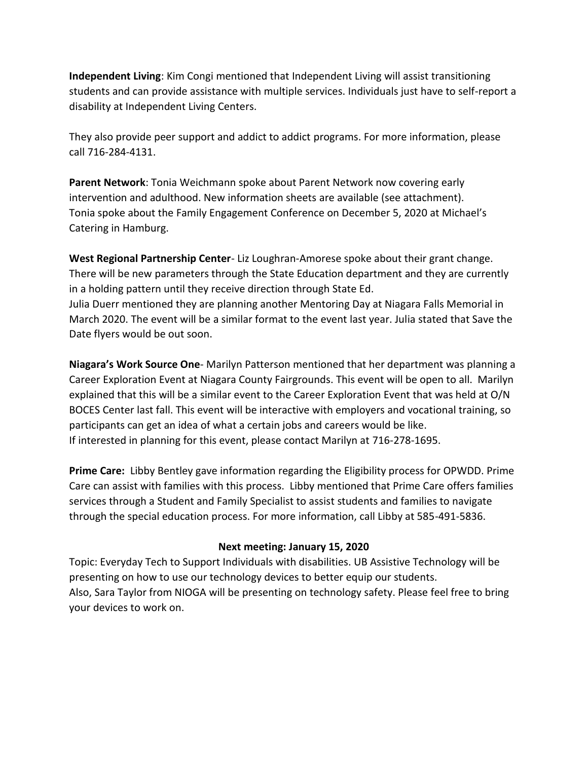**Independent Living**: Kim Congi mentioned that Independent Living will assist transitioning students and can provide assistance with multiple services. Individuals just have to self-report a disability at Independent Living Centers.

They also provide peer support and addict to addict programs. For more information, please call 716-284-4131.

**Parent Network**: Tonia Weichmann spoke about Parent Network now covering early intervention and adulthood. New information sheets are available (see attachment). Tonia spoke about the Family Engagement Conference on December 5, 2020 at Michael's Catering in Hamburg.

**West Regional Partnership Center**- Liz Loughran-Amorese spoke about their grant change. There will be new parameters through the State Education department and they are currently in a holding pattern until they receive direction through State Ed.
Julia Duerr mentioned they are planning another Mentoring Day at Niagara Falls Memorial in March 2020. The event will be a similar format to the event last year. Julia stated that Save the Date flyers would be out soon.

**Niagara's Work Source One**- Marilyn Patterson mentioned that her department was planning a Career Exploration Event at Niagara County Fairgrounds. This event will be open to all. Marilyn explained that this will be a similar event to the Career Exploration Event that was held at O/N BOCES Center last fall. This event will be interactive with employers and vocational training, so participants can get an idea of what a certain jobs and careers would be like.
If interested in planning for this event, please contact Marilyn at 716-278-1695.

**Prime Care:** Libby Bentley gave information regarding the Eligibility process for OPWDD. Prime Care can assist with families with this process. Libby mentioned that Prime Care offers families services through a Student and Family Specialist to assist students and families to navigate through the special education process. For more information, call Libby at 585-491-5836.

**Next meeting: January 15, 2020**

Topic: Everyday Tech to Support Individuals with disabilities. UB Assistive Technology will be presenting on how to use our technology devices to better equip our students.
Also, Sara Taylor from NIOGA will be presenting on technology safety. Please feel free to bring your devices to work on.